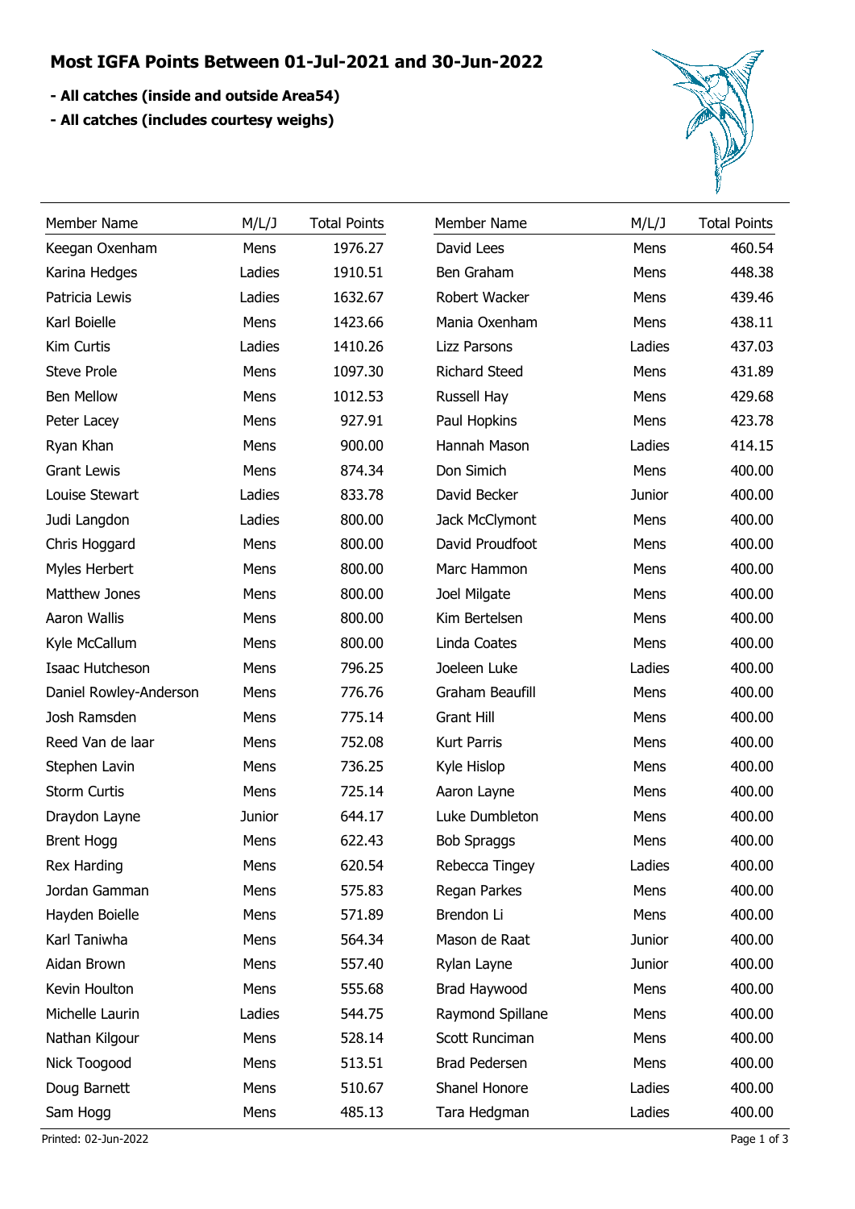# Most IGFA Points Between 01-Jul-2021 and 30-Jun-2022

**- All catches (inside and outside Area54)**

**- All catches (includes courtesy weighs)**

| Member Name | M/L/J | Total Points |
|---|---|---|
| Keegan Oxenham | Mens | 1976.27 |
| Karina Hedges | Ladies | 1910.51 |
| Patricia Lewis | Ladies | 1632.67 |
| Karl Boielle | Mens | 1423.66 |
| Kim Curtis | Ladies | 1410.26 |
| Steve Prole | Mens | 1097.30 |
| Ben Mellow | Mens | 1012.53 |
| Peter Lacey | Mens | 927.91 |
| Ryan Khan | Mens | 900.00 |
| Grant Lewis | Mens | 874.34 |
| Louise Stewart | Ladies | 833.78 |
| Judi Langdon | Ladies | 800.00 |
| Chris Hoggard | Mens | 800.00 |
| Myles Herbert | Mens | 800.00 |
| Matthew Jones | Mens | 800.00 |
| Aaron Wallis | Mens | 800.00 |
| Kyle McCallum | Mens | 800.00 |
| Isaac Hutcheson | Mens | 796.25 |
| Daniel Rowley-Anderson | Mens | 776.76 |
| Josh Ramsden | Mens | 775.14 |
| Reed Van de laar | Mens | 752.08 |
| Stephen Lavin | Mens | 736.25 |
| Storm Curtis | Mens | 725.14 |
| Draydon Layne | Junior | 644.17 |
| Brent Hogg | Mens | 622.43 |
| Rex Harding | Mens | 620.54 |
| Jordan Gamman | Mens | 575.83 |
| Hayden Boielle | Mens | 571.89 |
| Karl Taniwha | Mens | 564.34 |
| Aidan Brown | Mens | 557.40 |
| Kevin Houlton | Mens | 555.68 |
| Michelle Laurin | Ladies | 544.75 |
| Nathan Kilgour | Mens | 528.14 |
| Nick Toogood | Mens | 513.51 |
| Doug Barnett | Mens | 510.67 |
| Sam Hogg | Mens | 485.13 |
| David Lees | Mens | 460.54 |
| Ben Graham | Mens | 448.38 |
| Robert Wacker | Mens | 439.46 |
| Mania Oxenham | Mens | 438.11 |
| Lizz Parsons | Ladies | 437.03 |
| Richard Steed | Mens | 431.89 |
| Russell Hay | Mens | 429.68 |
| Paul Hopkins | Mens | 423.78 |
| Hannah Mason | Ladies | 414.15 |
| Don Simich | Mens | 400.00 |
| David Becker | Junior | 400.00 |
| Jack McClymont | Mens | 400.00 |
| David Proudfoot | Mens | 400.00 |
| Marc Hammon | Mens | 400.00 |
| Joel Milgate | Mens | 400.00 |
| Kim Bertelsen | Mens | 400.00 |
| Linda Coates | Mens | 400.00 |
| Joeleen Luke | Ladies | 400.00 |
| Graham Beaufill | Mens | 400.00 |
| Grant Hill | Mens | 400.00 |
| Kurt Parris | Mens | 400.00 |
| Kyle Hislop | Mens | 400.00 |
| Aaron Layne | Mens | 400.00 |
| Luke Dumbleton | Mens | 400.00 |
| Bob Spraggs | Mens | 400.00 |
| Rebecca Tingey | Ladies | 400.00 |
| Regan Parkes | Mens | 400.00 |
| Brendon Li | Mens | 400.00 |
| Mason de Raat | Junior | 400.00 |
| Rylan Layne | Junior | 400.00 |
| Brad Haywood | Mens | 400.00 |
| Raymond Spillane | Mens | 400.00 |
| Scott Runciman | Mens | 400.00 |
| Brad Pedersen | Mens | 400.00 |
| Shanel Honore | Ladies | 400.00 |
| Tara Hedgman | Ladies | 400.00 |

Printed: 02-Jun-2022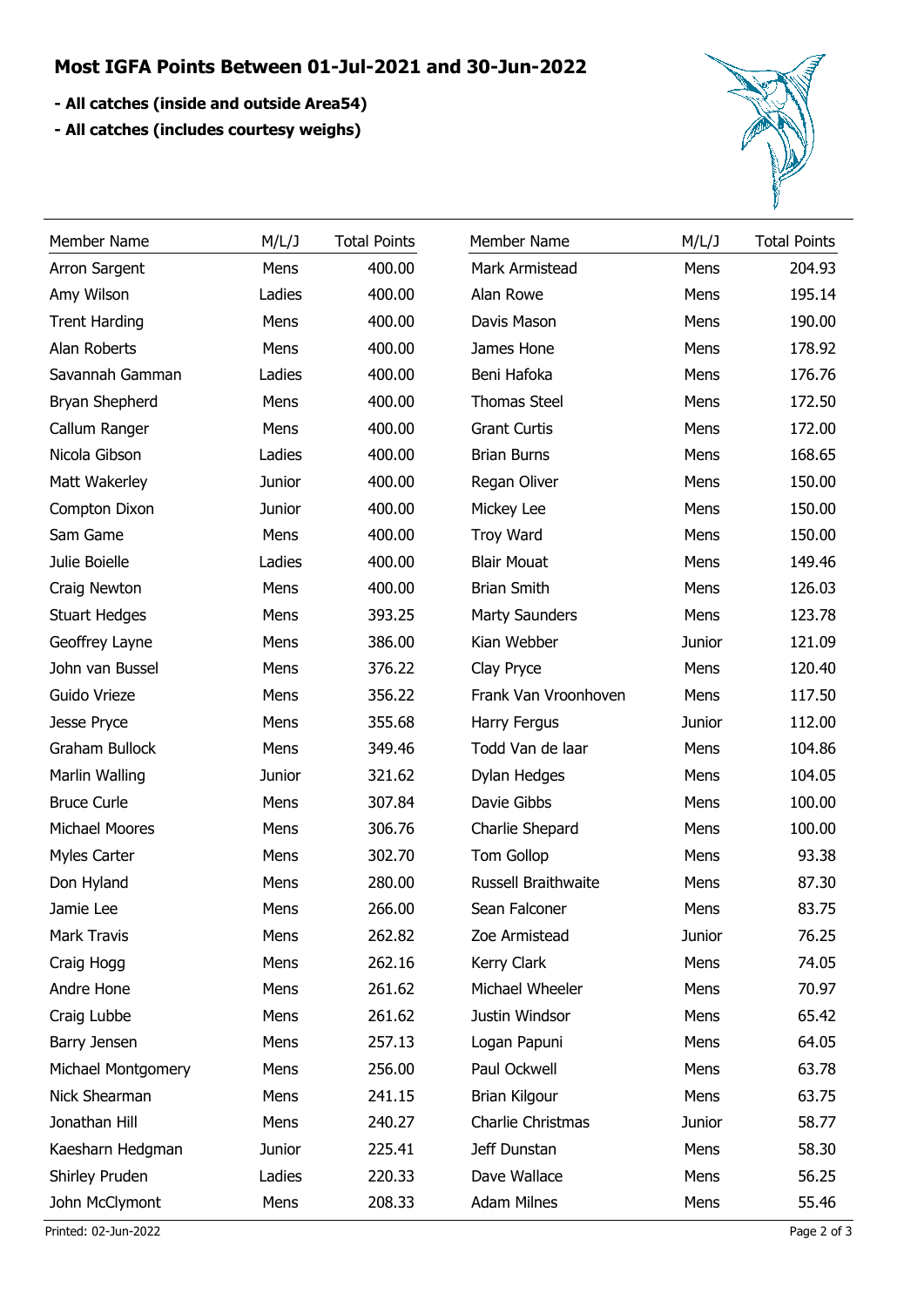# Most IGFA Points Between 01-Jul-2021 and 30-Jun-2022

**- All catches (inside and outside Area54)**

**- All catches (includes courtesy weighs)**

| Member Name | M/L/J | Total Points |
|---|---|---|
| Arron Sargent | Mens | 400.00 |
| Amy Wilson | Ladies | 400.00 |
| Trent Harding | Mens | 400.00 |
| Alan Roberts | Mens | 400.00 |
| Savannah Gamman | Ladies | 400.00 |
| Bryan Shepherd | Mens | 400.00 |
| Callum Ranger | Mens | 400.00 |
| Nicola Gibson | Ladies | 400.00 |
| Matt Wakerley | Junior | 400.00 |
| Compton Dixon | Junior | 400.00 |
| Sam Game | Mens | 400.00 |
| Julie Boielle | Ladies | 400.00 |
| Craig Newton | Mens | 400.00 |
| Stuart Hedges | Mens | 393.25 |
| Geoffrey Layne | Mens | 386.00 |
| John van Bussel | Mens | 376.22 |
| Guido Vrieze | Mens | 356.22 |
| Jesse Pryce | Mens | 355.68 |
| Graham Bullock | Mens | 349.46 |
| Marlin Walling | Junior | 321.62 |
| Bruce Curle | Mens | 307.84 |
| Michael Moores | Mens | 306.76 |
| Myles Carter | Mens | 302.70 |
| Don Hyland | Mens | 280.00 |
| Jamie Lee | Mens | 266.00 |
| Mark Travis | Mens | 262.82 |
| Craig Hogg | Mens | 262.16 |
| Andre Hone | Mens | 261.62 |
| Craig Lubbe | Mens | 261.62 |
| Barry Jensen | Mens | 257.13 |
| Michael Montgomery | Mens | 256.00 |
| Nick Shearman | Mens | 241.15 |
| Jonathan Hill | Mens | 240.27 |
| Kaesharn Hedgman | Junior | 225.41 |
| Shirley Pruden | Ladies | 220.33 |
| John McClymont | Mens | 208.33 |
| Mark Armistead | Mens | 204.93 |
| Alan Rowe | Mens | 195.14 |
| Davis Mason | Mens | 190.00 |
| James Hone | Mens | 178.92 |
| Beni Hafoka | Mens | 176.76 |
| Thomas Steel | Mens | 172.50 |
| Grant Curtis | Mens | 172.00 |
| Brian Burns | Mens | 168.65 |
| Regan Oliver | Mens | 150.00 |
| Mickey Lee | Mens | 150.00 |
| Troy Ward | Mens | 150.00 |
| Blair Mouat | Mens | 149.46 |
| Brian Smith | Mens | 126.03 |
| Marty Saunders | Mens | 123.78 |
| Kian Webber | Junior | 121.09 |
| Clay Pryce | Mens | 120.40 |
| Frank Van Vroonhoven | Mens | 117.50 |
| Harry Fergus | Junior | 112.00 |
| Todd Van de laar | Mens | 104.86 |
| Dylan Hedges | Mens | 104.05 |
| Davie Gibbs | Mens | 100.00 |
| Charlie Shepard | Mens | 100.00 |
| Tom Gollop | Mens | 93.38 |
| Russell Braithwaite | Mens | 87.30 |
| Sean Falconer | Mens | 83.75 |
| Zoe Armistead | Junior | 76.25 |
| Kerry Clark | Mens | 74.05 |
| Michael Wheeler | Mens | 70.97 |
| Justin Windsor | Mens | 65.42 |
| Logan Papuni | Mens | 64.05 |
| Paul Ockwell | Mens | 63.78 |
| Brian Kilgour | Mens | 63.75 |
| Charlie Christmas | Junior | 58.77 |
| Jeff Dunstan | Mens | 58.30 |
| Dave Wallace | Mens | 56.25 |
| Adam Milnes | Mens | 55.46 |

Printed: 02-Jun-2022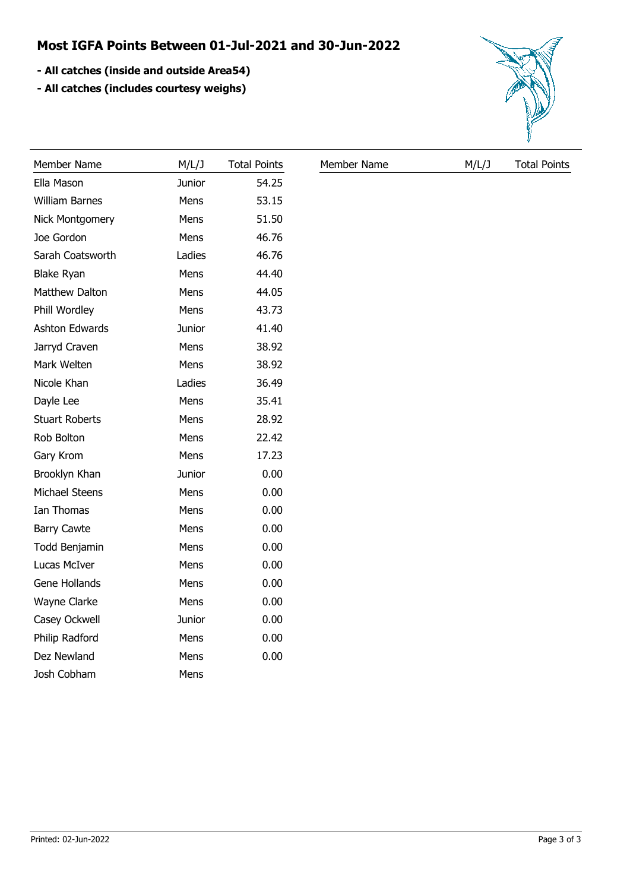# Most IGFA Points Between 01-Jul-2021 and 30-Jun-2022

**- All catches (inside and outside Area54)**

**- All catches (includes courtesy weighs)**

| Member Name | M/L/J | Total Points |
|---|---|---|
| Ella Mason | Junior | 54.25 |
| William Barnes | Mens | 53.15 |
| Nick Montgomery | Mens | 51.50 |
| Joe Gordon | Mens | 46.76 |
| Sarah Coatsworth | Ladies | 46.76 |
| Blake Ryan | Mens | 44.40 |
| Matthew Dalton | Mens | 44.05 |
| Phill Wordley | Mens | 43.73 |
| Ashton Edwards | Junior | 41.40 |
| Jarryd Craven | Mens | 38.92 |
| Mark Welten | Mens | 38.92 |
| Nicole Khan | Ladies | 36.49 |
| Dayle Lee | Mens | 35.41 |
| Stuart Roberts | Mens | 28.92 |
| Rob Bolton | Mens | 22.42 |
| Gary Krom | Mens | 17.23 |
| Brooklyn Khan | Junior | 0.00 |
| Michael Steens | Mens | 0.00 |
| Ian Thomas | Mens | 0.00 |
| Barry Cawte | Mens | 0.00 |
| Todd Benjamin | Mens | 0.00 |
| Lucas McIver | Mens | 0.00 |
| Gene Hollands | Mens | 0.00 |
| Wayne Clarke | Mens | 0.00 |
| Casey Ockwell | Junior | 0.00 |
| Philip Radford | Mens | 0.00 |
| Dez Newland | Mens | 0.00 |
| Josh Cobham | Mens | |

Printed: 02-Jun-2022